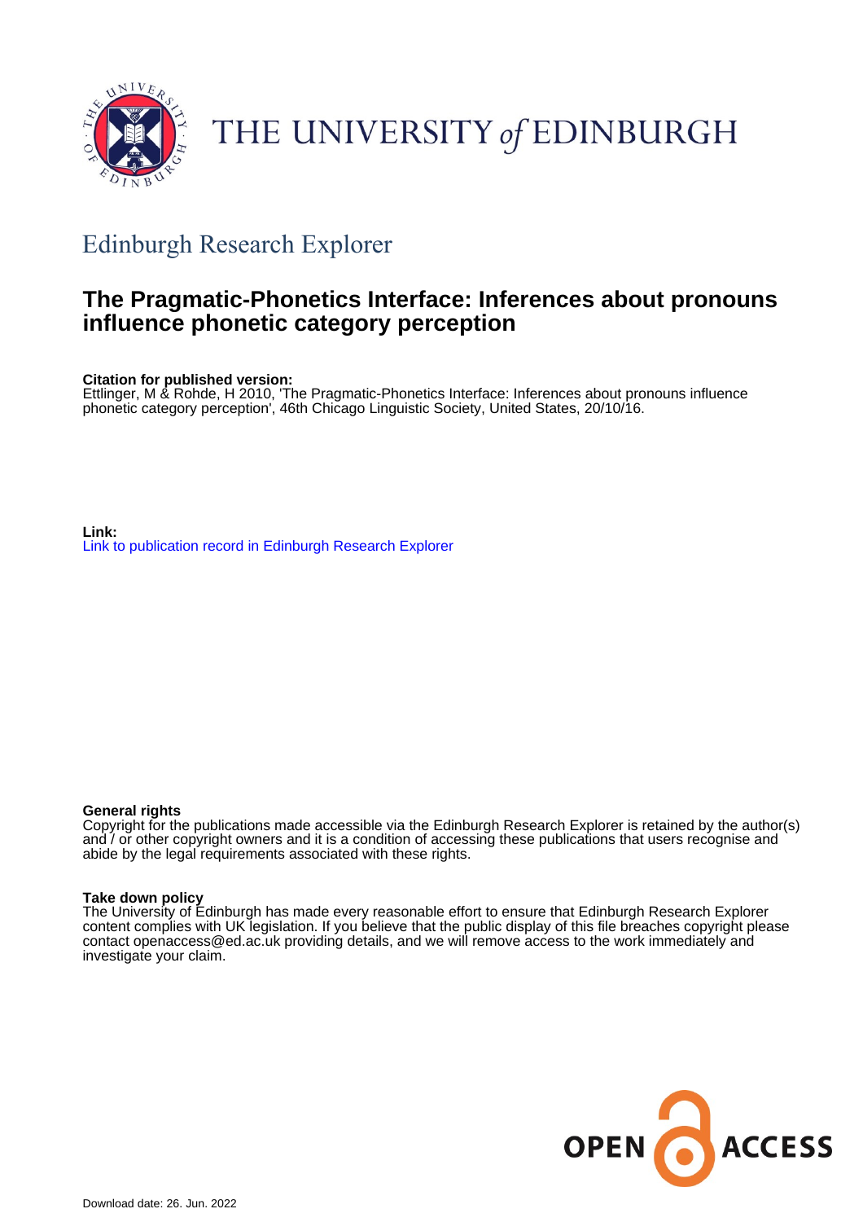THE UNIVERSITY *of* EDINBURGH

## Edinburgh Research Explorer

# The Pragmatic-Phonetics Interface: Inferences about pronouns influence phonetic category perception

**Citation for published version:**
Ettlinger, M & Rohde, H 2010, 'The Pragmatic-Phonetics Interface: Inferences about pronouns influence phonetic category perception', 46th Chicago Linguistic Society, United States, 20/10/16.

**Link:**
Link to publication record in Edinburgh Research Explorer

**General rights**
Copyright for the publications made accessible via the Edinburgh Research Explorer is retained by the author(s) and / or other copyright owners and it is a condition of accessing these publications that users recognise and abide by the legal requirements associated with these rights.

**Take down policy**
The University of Edinburgh has made every reasonable effort to ensure that Edinburgh Research Explorer content complies with UK legislation. If you believe that the public display of this file breaches copyright please contact openaccess@ed.ac.uk providing details, and we will remove access to the work immediately and investigate your claim.

OPEN ACCESS

Download date: 26. Jun. 2022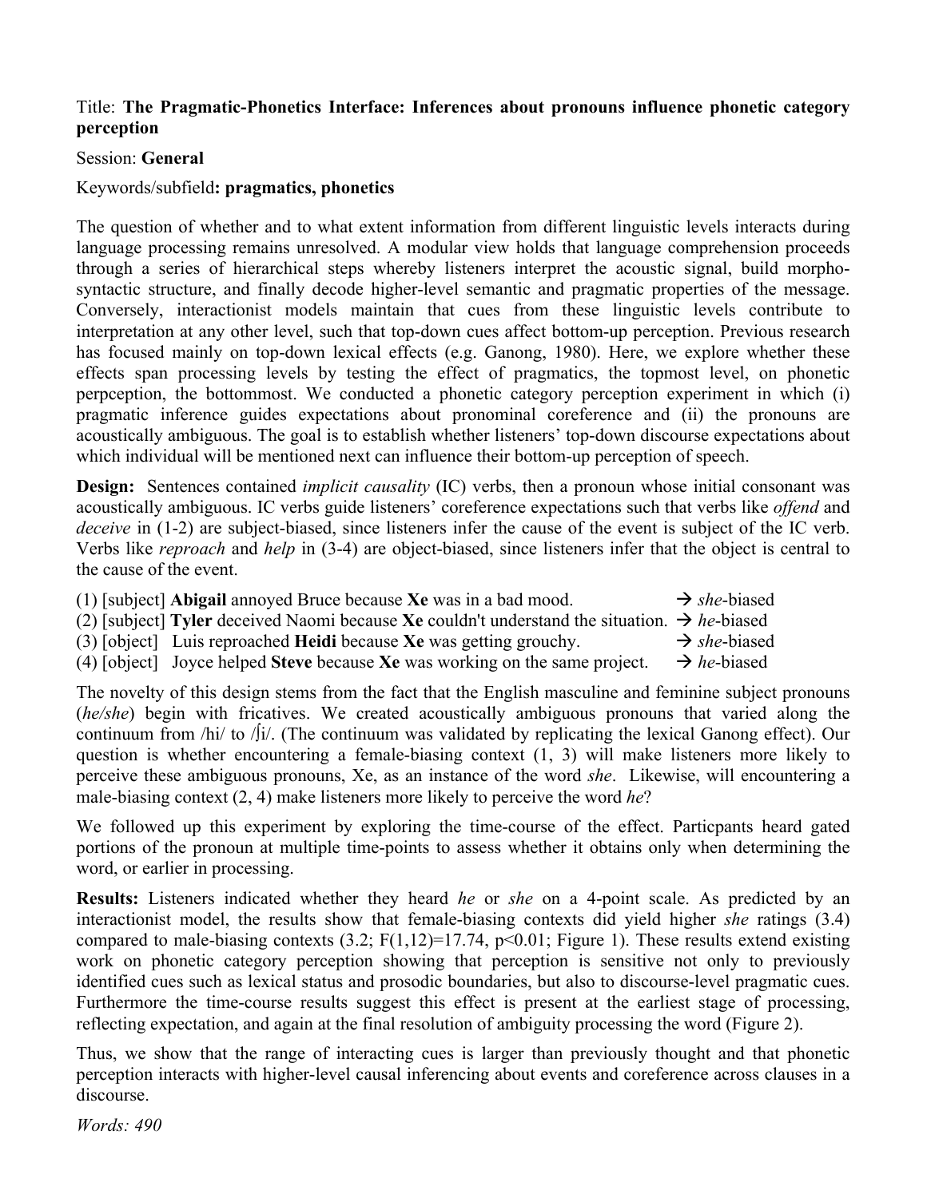Title: **The Pragmatic-Phonetics Interface: Inferences about pronouns influence phonetic category perception**

Session: **General**

Keywords/subfield**: pragmatics, phonetics**

The question of whether and to what extent information from different linguistic levels interacts during language processing remains unresolved. A modular view holds that language comprehension proceeds through a series of hierarchical steps whereby listeners interpret the acoustic signal, build morpho-syntactic structure, and finally decode higher-level semantic and pragmatic properties of the message. Conversely, interactionist models maintain that cues from these linguistic levels contribute to interpretation at any other level, such that top-down cues affect bottom-up perception. Previous research has focused mainly on top-down lexical effects (e.g. Ganong, 1980). Here, we explore whether these effects span processing levels by testing the effect of pragmatics, the topmost level, on phonetic perpception, the bottommost. We conducted a phonetic category perception experiment in which (i) pragmatic inference guides expectations about pronominal coreference and (ii) the pronouns are acoustically ambiguous. The goal is to establish whether listeners' top-down discourse expectations about which individual will be mentioned next can influence their bottom-up perception of speech.

**Design:** Sentences contained *implicit causality* (IC) verbs, then a pronoun whose initial consonant was acoustically ambiguous. IC verbs guide listeners' coreference expectations such that verbs like *offend* and *deceive* in (1-2) are subject-biased, since listeners infer the cause of the event is subject of the IC verb. Verbs like *reproach* and *help* in (3-4) are object-biased, since listeners infer that the object is central to the cause of the event.

(1) [subject] **Abigail** annoyed Bruce because **Xe** was in a bad mood. → *she*-biased
(2) [subject] **Tyler** deceived Naomi because **Xe** couldn't understand the situation. → *he*-biased
(3) [object] Luis reproached **Heidi** because **Xe** was getting grouchy. → *she*-biased
(4) [object] Joyce helped **Steve** because **Xe** was working on the same project. → *he*-biased

The novelty of this design stems from the fact that the English masculine and feminine subject pronouns (*he/she*) begin with fricatives. We created acoustically ambiguous pronouns that varied along the continuum from /hi/ to /ʃi/. (The continuum was validated by replicating the lexical Ganong effect). Our question is whether encountering a female-biasing context (1, 3) will make listeners more likely to perceive these ambiguous pronouns, Xe, as an instance of the word *she*. Likewise, will encountering a male-biasing context (2, 4) make listeners more likely to perceive the word *he*?

We followed up this experiment by exploring the time-course of the effect. Particpants heard gated portions of the pronoun at multiple time-points to assess whether it obtains only when determining the word, or earlier in processing.

**Results:** Listeners indicated whether they heard *he* or *she* on a 4-point scale. As predicted by an interactionist model, the results show that female-biasing contexts did yield higher *she* ratings (3.4) compared to male-biasing contexts (3.2; $F(1,12)=17.74$, $p<0.01$; Figure 1). These results extend existing work on phonetic category perception showing that perception is sensitive not only to previously identified cues such as lexical status and prosodic boundaries, but also to discourse-level pragmatic cues. Furthermore the time-course results suggest this effect is present at the earliest stage of processing, reflecting expectation, and again at the final resolution of ambiguity processing the word (Figure 2).

Thus, we show that the range of interacting cues is larger than previously thought and that phonetic perception interacts with higher-level causal inferencing about events and coreference across clauses in a discourse.

*Words: 490*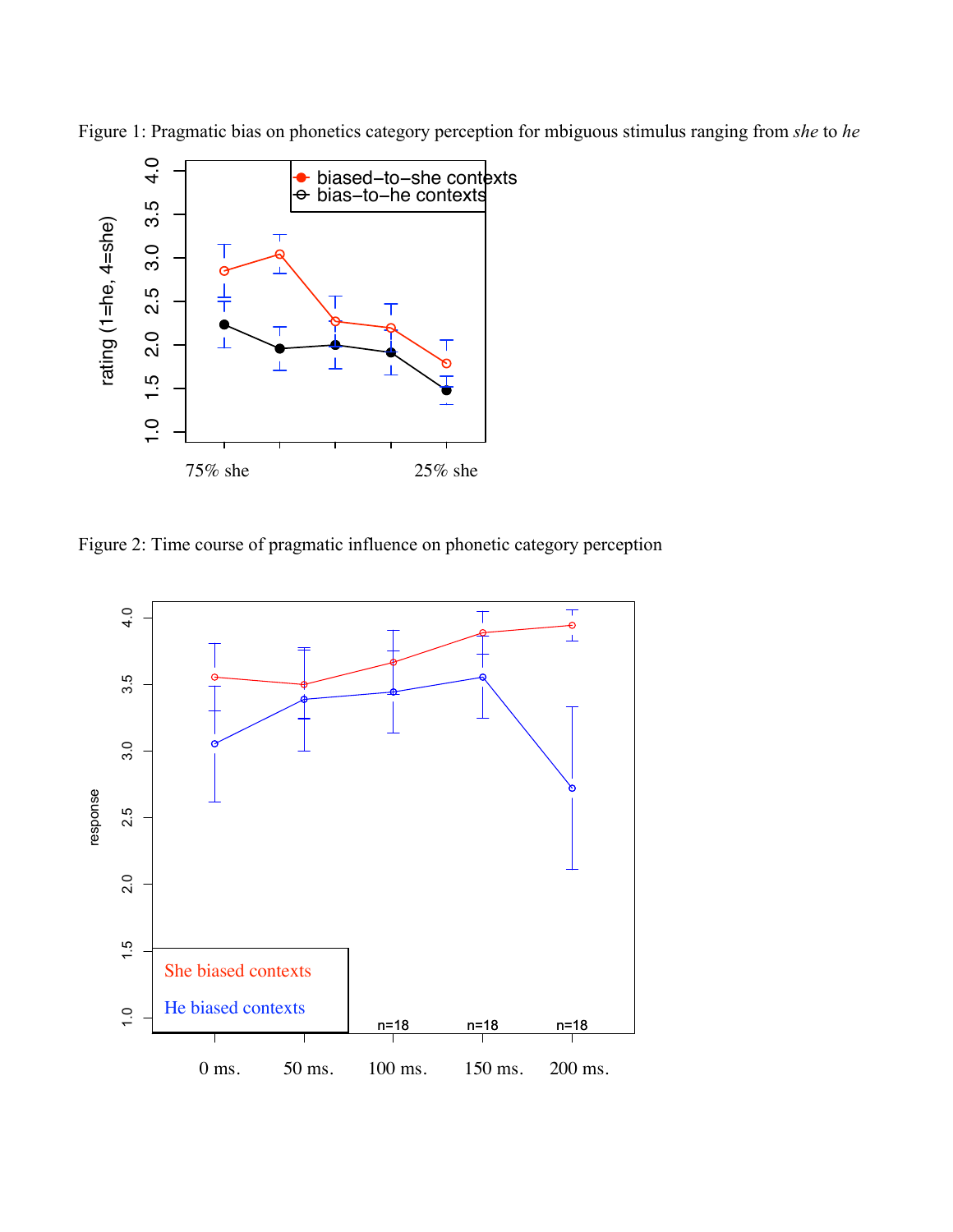Figure 1: Pragmatic bias on phonetics category perception for mbiguous stimulus ranging from *she* to *he*

rating (1=he, 4=she)

1.0 1.5 2.0 2.5 3.0 3.5 4.0

biased−to−she contexts
bias−to−he contexts

75% she

25% she

Figure 2: Time course of pragmatic influence on phonetic category perception

response

1.0 1.5 2.0 2.5 3.0 3.5 4.0

She biased contexts

He biased contexts

n=18 n=18 n=18

0 ms. 50 ms. 100 ms. 150 ms. 200 ms.